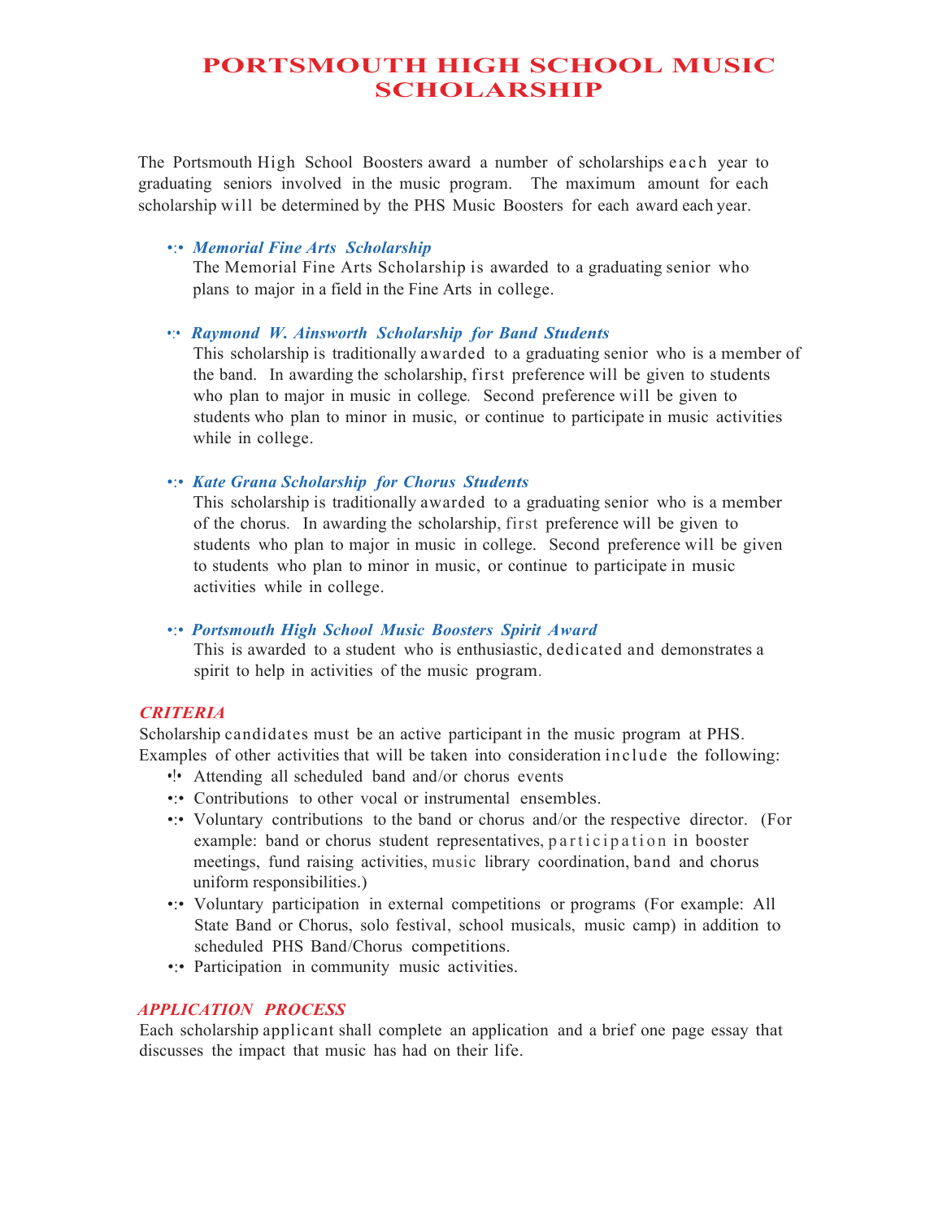# PORTSMOUTH HIGH SCHOOL MUSIC SCHOLARSHIP

The Portsmouth High School Boosters award a number of scholarships each year to graduating seniors involved in the music program. The maximum amount for each scholarship will be determined by the PHS Music Boosters for each award each year.

- ***Memorial Fine Arts Scholarship***
  The Memorial Fine Arts Scholarship is awarded to a graduating senior who plans to major in a field in the Fine Arts in college.

- ***Raymond W. Ainsworth Scholarship for Band Students***
  This scholarship is traditionally awarded to a graduating senior who is a member of the band. In awarding the scholarship, first preference will be given to students who plan to major in music in college. Second preference will be given to students who plan to minor in music, or continue to participate in music activities while in college.

- ***Kate Grana Scholarship for Chorus Students***
  This scholarship is traditionally awarded to a graduating senior who is a member of the chorus. In awarding the scholarship, first preference will be given to students who plan to major in music in college. Second preference will be given to students who plan to minor in music, or continue to participate in music activities while in college.

- ***Portsmouth High School Music Boosters Spirit Award***
  This is awarded to a student who is enthusiastic, dedicated and demonstrates a spirit to help in activities of the music program.

### *CRITERIA*

Scholarship candidates must be an active participant in the music program at PHS. Examples of other activities that will be taken into consideration include the following:

- Attending all scheduled band and/or chorus events
- Contributions to other vocal or instrumental ensembles.
- Voluntary contributions to the band or chorus and/or the respective director. (For example: band or chorus student representatives, participation in booster meetings, fund raising activities, music library coordination, band and chorus uniform responsibilities.)
- Voluntary participation in external competitions or programs (For example: All State Band or Chorus, solo festival, school musicals, music camp) in addition to scheduled PHS Band/Chorus competitions.
- Participation in community music activities.

### *APPLICATION PROCESS*

Each scholarship applicant shall complete an application and a brief one page essay that discusses the impact that music has had on their life.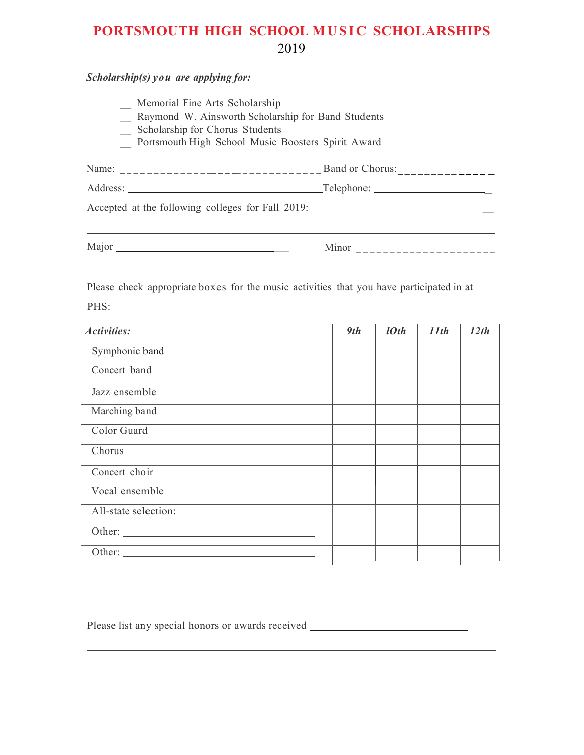# PORTSMOUTH HIGH SCHOOL MUSIC SCHOLARSHIPS

2019

***Scholarship(s) you are applying for:***

__ Memorial Fine Arts Scholarship
__ Raymond W. Ainsworth Scholarship for Band Students
__ Scholarship for Chorus Students
__ Portsmouth High School Music Boosters Spirit Award

Name: _______________________________ Band or Chorus: _______________

Address: ____________________________________ Telephone: ______________________

Accepted at the following colleges for Fall 2019: ___________________________________

_____________________________________________________________________________

Major _________________________________ Minor _____________________

Please check appropriate boxes for the music activities that you have participated in at PHS:

| *Activities:* | *9th* | *10th* | *11th* | *12th* |
|---|---|---|---|---|
| Symphonic band | | | | |
| Concert band | | | | |
| Jazz ensemble | | | | |
| Marching band | | | | |
| Color Guard | | | | |
| Chorus | | | | |
| Concert choir | | | | |
| Vocal ensemble | | | | |
| All-state selection: ________________ | | | | |
| Other: ________________ | | | | |
| Other: ________________ | | | | |

Please list any special honors or awards received ___________________________________

_____________________________________________________________________________

_____________________________________________________________________________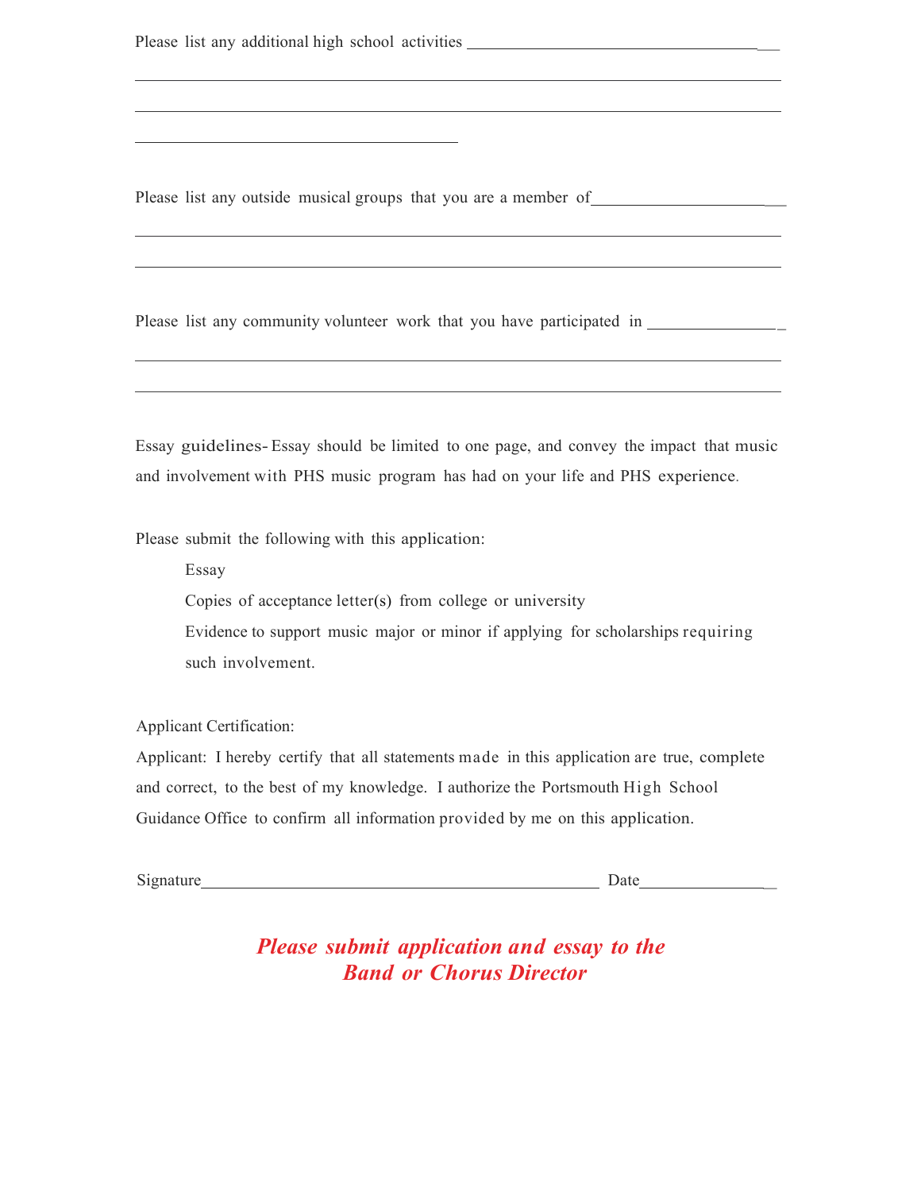Please list any additional high school activities ____________________________________

______________________________________________________________________________

______________________________________________________________________________

______________________________________

Please list any outside musical groups that you are a member of______________________

______________________________________________________________________________

______________________________________________________________________________

Please list any community volunteer work that you have participated in ________________

______________________________________________________________________________

______________________________________________________________________________

Essay guidelines- Essay should be limited to one page, and convey the impact that music and involvement with PHS music program has had on your life and PHS experience.

Please submit the following with this application:

- Essay
- Copies of acceptance letter(s) from college or university
- Evidence to support music major or minor if applying for scholarships requiring such involvement.

Applicant Certification:

Applicant: I hereby certify that all statements made in this application are true, complete and correct, to the best of my knowledge. I authorize the Portsmouth High School Guidance Office to confirm all information provided by me on this application.

Signature______________________________________________ Date_________________

***Please submit application and essay to the Band or Chorus Director***